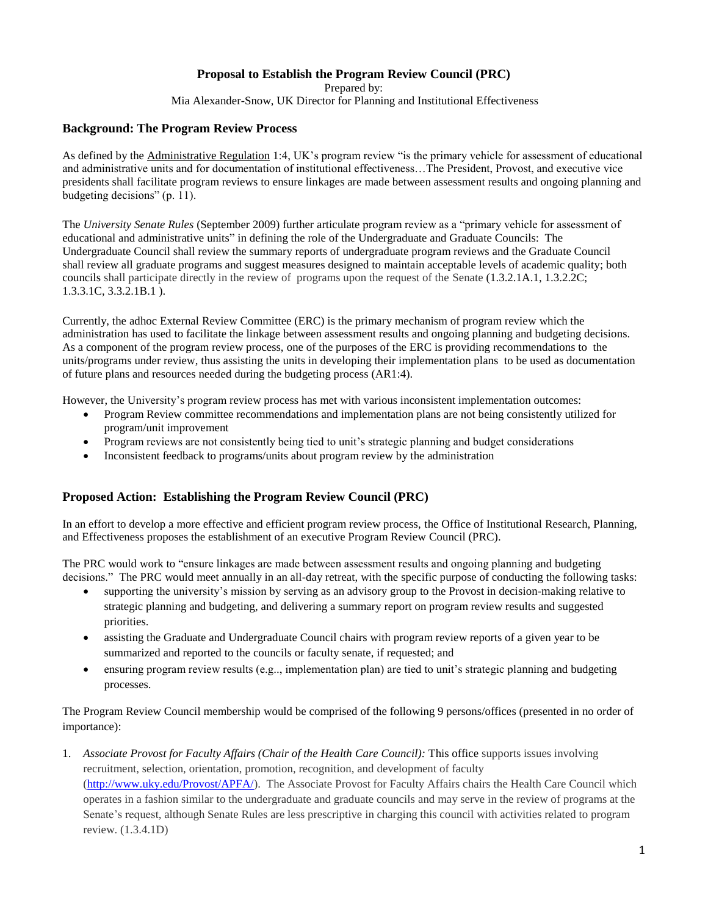# Proposal to Establish the Program Review Council (PRC)

Prepared by:
Mia Alexander-Snow, UK Director for Planning and Institutional Effectiveness

## Background: The Program Review Process

As defined by the Administrative Regulation 1:4, UK's program review "is the primary vehicle for assessment of educational and administrative units and for documentation of institutional effectiveness…The President, Provost, and executive vice presidents shall facilitate program reviews to ensure linkages are made between assessment results and ongoing planning and budgeting decisions" (p. 11).

The *University Senate Rules* (September 2009) further articulate program review as a "primary vehicle for assessment of educational and administrative units" in defining the role of the Undergraduate and Graduate Councils: The Undergraduate Council shall review the summary reports of undergraduate program reviews and the Graduate Council shall review all graduate programs and suggest measures designed to maintain acceptable levels of academic quality; both councils shall participate directly in the review of programs upon the request of the Senate (1.3.2.1A.1, 1.3.2.2C; 1.3.3.1C, 3.3.2.1B.1 ).

Currently, the adhoc External Review Committee (ERC) is the primary mechanism of program review which the administration has used to facilitate the linkage between assessment results and ongoing planning and budgeting decisions. As a component of the program review process, one of the purposes of the ERC is providing recommendations to the units/programs under review, thus assisting the units in developing their implementation plans to be used as documentation of future plans and resources needed during the budgeting process (AR1:4).

However, the University's program review process has met with various inconsistent implementation outcomes:

- Program Review committee recommendations and implementation plans are not being consistently utilized for program/unit improvement
- Program reviews are not consistently being tied to unit's strategic planning and budget considerations
- Inconsistent feedback to programs/units about program review by the administration

## Proposed Action: Establishing the Program Review Council (PRC)

In an effort to develop a more effective and efficient program review process, the Office of Institutional Research, Planning, and Effectiveness proposes the establishment of an executive Program Review Council (PRC).

The PRC would work to "ensure linkages are made between assessment results and ongoing planning and budgeting decisions." The PRC would meet annually in an all-day retreat, with the specific purpose of conducting the following tasks:

- supporting the university's mission by serving as an advisory group to the Provost in decision-making relative to strategic planning and budgeting, and delivering a summary report on program review results and suggested priorities.
- assisting the Graduate and Undergraduate Council chairs with program review reports of a given year to be summarized and reported to the councils or faculty senate, if requested; and
- ensuring program review results (e.g.., implementation plan) are tied to unit's strategic planning and budgeting processes.

The Program Review Council membership would be comprised of the following 9 persons/offices (presented in no order of importance):

1. *Associate Provost for Faculty Affairs (Chair of the Health Care Council):* This office supports issues involving recruitment, selection, orientation, promotion, recognition, and development of faculty (http://www.uky.edu/Provost/APFA/). The Associate Provost for Faculty Affairs chairs the Health Care Council which operates in a fashion similar to the undergraduate and graduate councils and may serve in the review of programs at the Senate's request, although Senate Rules are less prescriptive in charging this council with activities related to program review. (1.3.4.1D)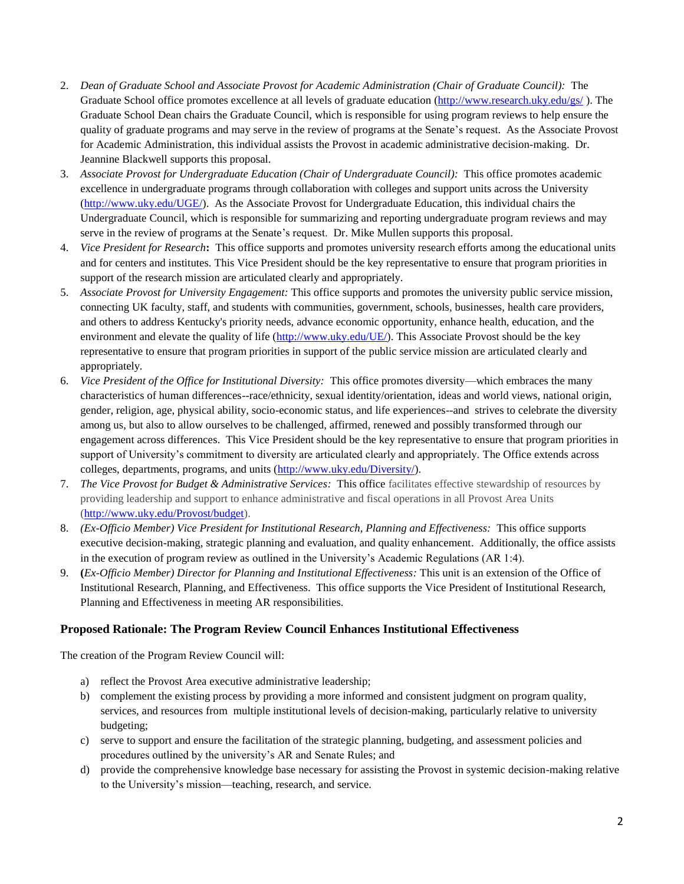2. *Dean of Graduate School and Associate Provost for Academic Administration (Chair of Graduate Council):* The Graduate School office promotes excellence at all levels of graduate education (http://www.research.uky.edu/gs/ ). The Graduate School Dean chairs the Graduate Council, which is responsible for using program reviews to help ensure the quality of graduate programs and may serve in the review of programs at the Senate's request. As the Associate Provost for Academic Administration, this individual assists the Provost in academic administrative decision-making. Dr. Jeannine Blackwell supports this proposal.
3. *Associate Provost for Undergraduate Education (Chair of Undergraduate Council):* This office promotes academic excellence in undergraduate programs through collaboration with colleges and support units across the University (http://www.uky.edu/UGE/). As the Associate Provost for Undergraduate Education, this individual chairs the Undergraduate Council, which is responsible for summarizing and reporting undergraduate program reviews and may serve in the review of programs at the Senate's request. Dr. Mike Mullen supports this proposal.
4. *Vice President for Research***:** This office supports and promotes university research efforts among the educational units and for centers and institutes. This Vice President should be the key representative to ensure that program priorities in support of the research mission are articulated clearly and appropriately.
5. *Associate Provost for University Engagement:* This office supports and promotes the university public service mission, connecting UK faculty, staff, and students with communities, government, schools, businesses, health care providers, and others to address Kentucky's priority needs, advance economic opportunity, enhance health, education, and the environment and elevate the quality of life (http://www.uky.edu/UE/). This Associate Provost should be the key representative to ensure that program priorities in support of the public service mission are articulated clearly and appropriately.
6. *Vice President of the Office for Institutional Diversity:* This office promotes diversity—which embraces the many characteristics of human differences--race/ethnicity, sexual identity/orientation, ideas and world views, national origin, gender, religion, age, physical ability, socio-economic status, and life experiences--and strives to celebrate the diversity among us, but also to allow ourselves to be challenged, affirmed, renewed and possibly transformed through our engagement across differences. This Vice President should be the key representative to ensure that program priorities in support of University's commitment to diversity are articulated clearly and appropriately. The Office extends across colleges, departments, programs, and units (http://www.uky.edu/Diversity/).
7. *The Vice Provost for Budget & Administrative Services:* This office facilitates effective stewardship of resources by providing leadership and support to enhance administrative and fiscal operations in all Provost Area Units (http://www.uky.edu/Provost/budget).
8. *(Ex-Officio Member) Vice President for Institutional Research, Planning and Effectiveness:* This office supports executive decision-making, strategic planning and evaluation, and quality enhancement. Additionally, the office assists in the execution of program review as outlined in the University's Academic Regulations (AR 1:4).
9. **(***Ex-Officio Member) Director for Planning and Institutional Effectiveness:* This unit is an extension of the Office of Institutional Research, Planning, and Effectiveness. This office supports the Vice President of Institutional Research, Planning and Effectiveness in meeting AR responsibilities.

### Proposed Rationale: The Program Review Council Enhances Institutional Effectiveness

The creation of the Program Review Council will:

a) reflect the Provost Area executive administrative leadership;
b) complement the existing process by providing a more informed and consistent judgment on program quality, services, and resources from multiple institutional levels of decision-making, particularly relative to university budgeting;
c) serve to support and ensure the facilitation of the strategic planning, budgeting, and assessment policies and procedures outlined by the university's AR and Senate Rules; and
d) provide the comprehensive knowledge base necessary for assisting the Provost in systemic decision-making relative to the University's mission—teaching, research, and service.